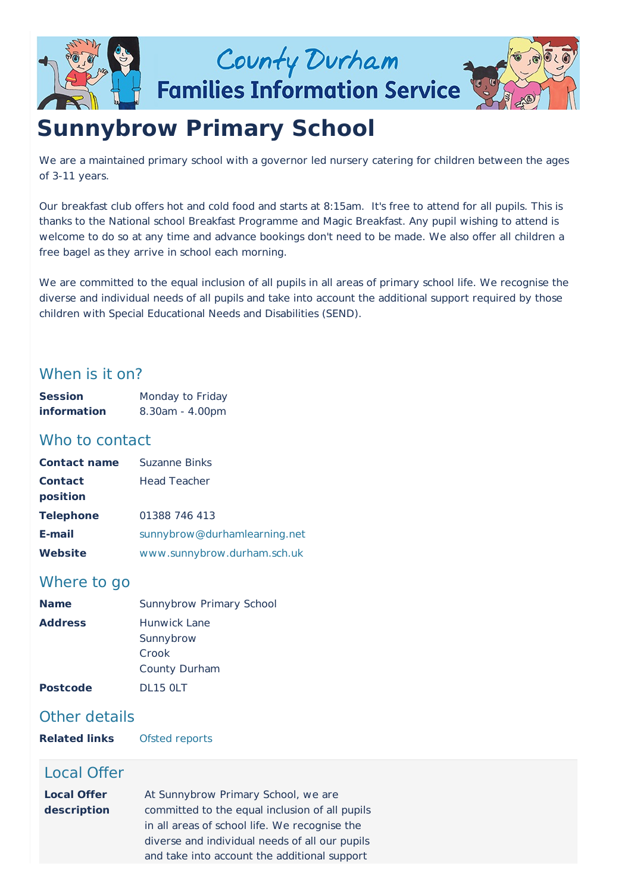# Sunnybrow Primary School

We are a maintained primary school with a governor led nursery catering for children between the ages of 3-11 years.

Our breakfast club offers hot and cold food and starts at 8:15am. It's free to attend for all pupils. This is thanks to the National school Breakfast Programme and Magic Breakfast. Any pupil wishing to attend is welcome to do so at any time and advance bookings don't need to be made. We also offer all children a free bagel as they arrive in school each morning.

We are committed to the equal inclusion of all pupils in all areas of primary school life. We recognise the diverse and individual needs of all pupils and take into account the additional support required by those children with Special Educational Needs and Disabilities (SEND).

## When is it on?

| | |
|---|---|
| **Session information** | Monday to Friday<br>8.30am - 4.00pm |

## Who to contact

| | |
|---|---|
| **Contact name** | Suzanne Binks |
| **Contact position** | Head Teacher |
| **Telephone** | 01388 746 413 |
| **E-mail** | sunnybrow@durhamlearning.net |
| **Website** | www.sunnybrow.durham.sch.uk |

## Where to go

| | |
|---|---|
| **Name** | Sunnybrow Primary School |
| **Address** | Hunwick Lane<br>Sunnybrow<br>Crook<br>County Durham |
| **Postcode** | DL15 0LT |

## Other details

| | |
|---|---|
| **Related links** | Ofsted reports |

## Local Offer

| | |
|---|---|
| **Local Offer description** | At Sunnybrow Primary School, we are committed to the equal inclusion of all pupils in all areas of school life. We recognise the diverse and individual needs of all our pupils and take into account the additional support |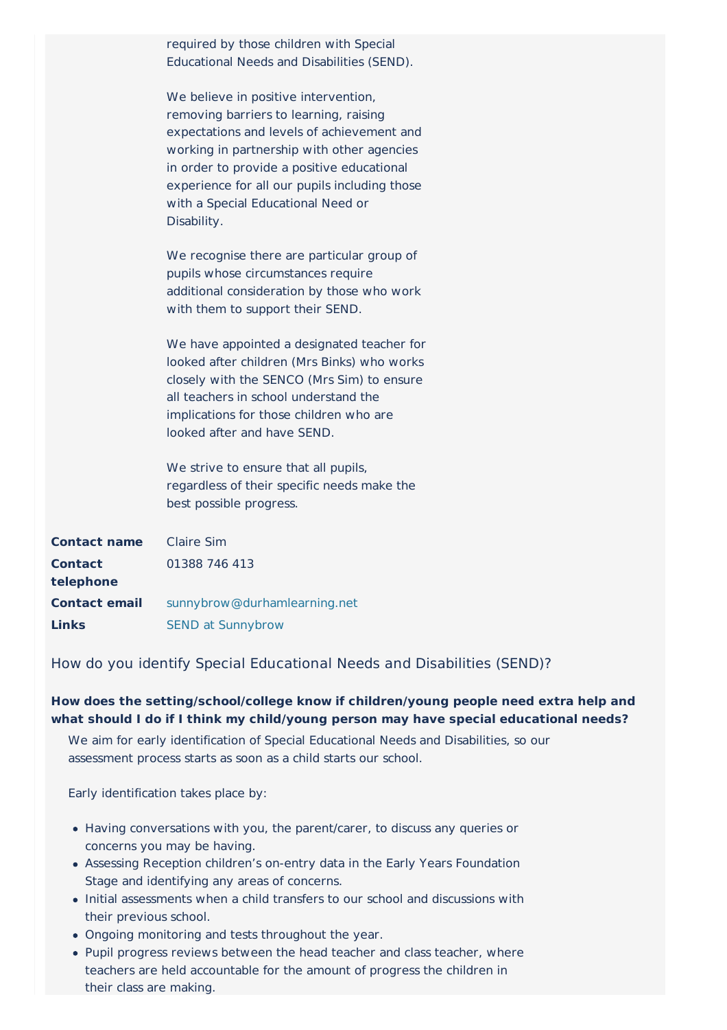required by those children with Special Educational Needs and Disabilities (SEND).

We believe in positive intervention, removing barriers to learning, raising expectations and levels of achievement and working in partnership with other agencies in order to provide a positive educational experience for all our pupils including those with a Special Educational Need or Disability.

We recognise there are particular group of pupils whose circumstances require additional consideration by those who work with them to support their SEND.

We have appointed a designated teacher for looked after children (Mrs Binks) who works closely with the SENCO (Mrs Sim) to ensure all teachers in school understand the implications for those children who are looked after and have SEND.

We strive to ensure that all pupils, regardless of their specific needs make the best possible progress.

| | |
|---|---|
| **Contact name** | Claire Sim |
| **Contact telephone** | 01388 746 413 |
| **Contact email** | sunnybrow@durhamlearning.net |
| **Links** | SEND at Sunnybrow |

## How do you identify Special Educational Needs and Disabilities (SEND)?

**How does the setting/school/college know if children/young people need extra help and what should I do if I think my child/young person may have special educational needs?**

We aim for early identification of Special Educational Needs and Disabilities, so our assessment process starts as soon as a child starts our school.

Early identification takes place by:

- Having conversations with you, the parent/carer, to discuss any queries or concerns you may be having.
- Assessing Reception children's on-entry data in the Early Years Foundation Stage and identifying any areas of concerns.
- Initial assessments when a child transfers to our school and discussions with their previous school.
- Ongoing monitoring and tests throughout the year.
- Pupil progress reviews between the head teacher and class teacher, where teachers are held accountable for the amount of progress the children in their class are making.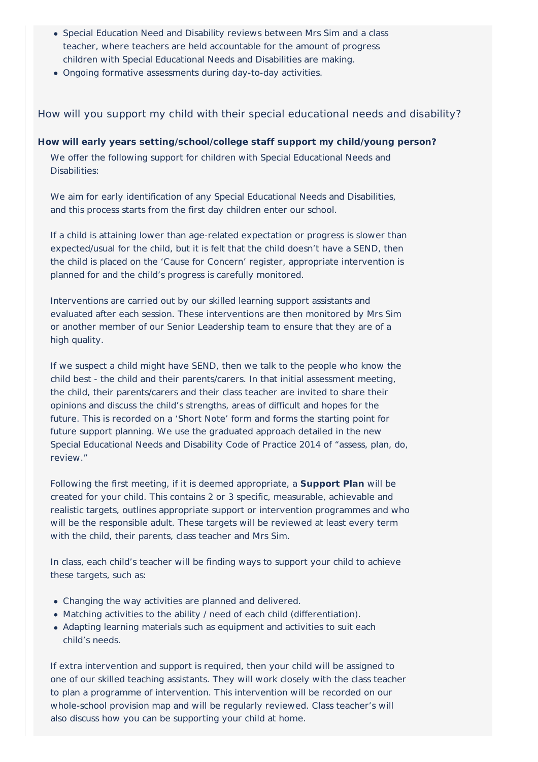- Special Education Need and Disability reviews between Mrs Sim and a class teacher, where teachers are held accountable for the amount of progress children with Special Educational Needs and Disabilities are making.
- Ongoing formative assessments during day-to-day activities.

## How will you support my child with their special educational needs and disability?

**How will early years setting/school/college staff support my child/young person?**

We offer the following support for children with Special Educational Needs and Disabilities:

We aim for early identification of any Special Educational Needs and Disabilities, and this process starts from the first day children enter our school.

If a child is attaining lower than age-related expectation or progress is slower than expected/usual for the child, but it is felt that the child doesn't have a SEND, then the child is placed on the 'Cause for Concern' register, appropriate intervention is planned for and the child's progress is carefully monitored.

Interventions are carried out by our skilled learning support assistants and evaluated after each session. These interventions are then monitored by Mrs Sim or another member of our Senior Leadership team to ensure that they are of a high quality.

If we suspect a child might have SEND, then we talk to the people who know the child best - the child and their parents/carers. In that initial assessment meeting, the child, their parents/carers and their class teacher are invited to share their opinions and discuss the child's strengths, areas of difficult and hopes for the future. This is recorded on a 'Short Note' form and forms the starting point for future support planning. We use the graduated approach detailed in the new Special Educational Needs and Disability Code of Practice 2014 of "assess, plan, do, review."

Following the first meeting, if it is deemed appropriate, a **Support Plan** will be created for your child. This contains 2 or 3 specific, measurable, achievable and realistic targets, outlines appropriate support or intervention programmes and who will be the responsible adult. These targets will be reviewed at least every term with the child, their parents, class teacher and Mrs Sim.

In class, each child's teacher will be finding ways to support your child to achieve these targets, such as:

- Changing the way activities are planned and delivered.
- Matching activities to the ability / need of each child (differentiation).
- Adapting learning materials such as equipment and activities to suit each child's needs.

If extra intervention and support is required, then your child will be assigned to one of our skilled teaching assistants. They will work closely with the class teacher to plan a programme of intervention. This intervention will be recorded on our whole-school provision map and will be regularly reviewed. Class teacher's will also discuss how you can be supporting your child at home.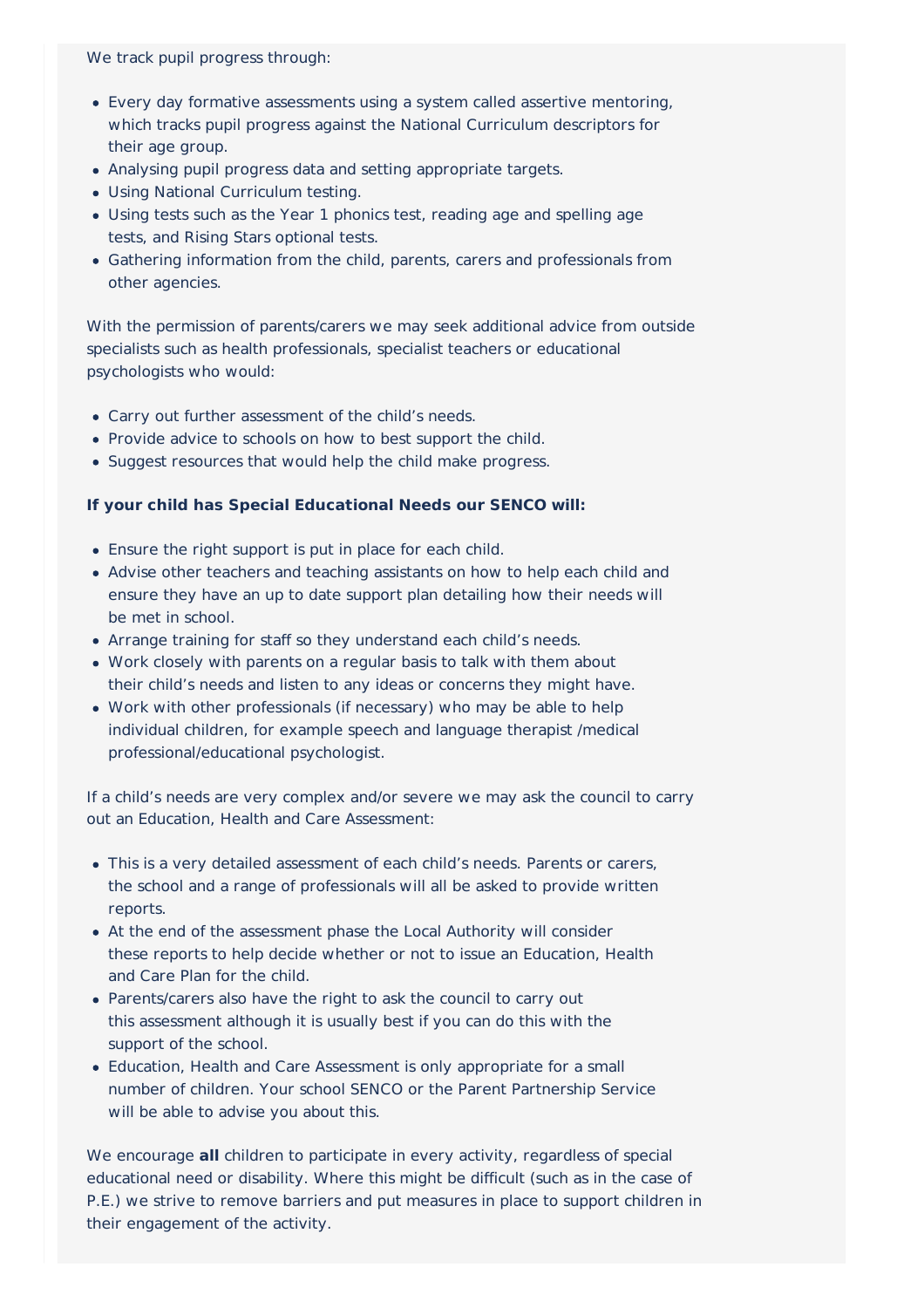We track pupil progress through:

- Every day formative assessments using a system called assertive mentoring, which tracks pupil progress against the National Curriculum descriptors for their age group.
- Analysing pupil progress data and setting appropriate targets.
- Using National Curriculum testing.
- Using tests such as the Year 1 phonics test, reading age and spelling age tests, and Rising Stars optional tests.
- Gathering information from the child, parents, carers and professionals from other agencies.

With the permission of parents/carers we may seek additional advice from outside specialists such as health professionals, specialist teachers or educational psychologists who would:

- Carry out further assessment of the child's needs.
- Provide advice to schools on how to best support the child.
- Suggest resources that would help the child make progress.

**If your child has Special Educational Needs our SENCO will:**

- Ensure the right support is put in place for each child.
- Advise other teachers and teaching assistants on how to help each child and ensure they have an up to date support plan detailing how their needs will be met in school.
- Arrange training for staff so they understand each child's needs.
- Work closely with parents on a regular basis to talk with them about their child's needs and listen to any ideas or concerns they might have.
- Work with other professionals (if necessary) who may be able to help individual children, for example speech and language therapist /medical professional/educational psychologist.

If a child's needs are very complex and/or severe we may ask the council to carry out an Education, Health and Care Assessment:

- This is a very detailed assessment of each child's needs. Parents or carers, the school and a range of professionals will all be asked to provide written reports.
- At the end of the assessment phase the Local Authority will consider these reports to help decide whether or not to issue an Education, Health and Care Plan for the child.
- Parents/carers also have the right to ask the council to carry out this assessment although it is usually best if you can do this with the support of the school.
- Education, Health and Care Assessment is only appropriate for a small number of children. Your school SENCO or the Parent Partnership Service will be able to advise you about this.

We encourage **all** children to participate in every activity, regardless of special educational need or disability. Where this might be difficult (such as in the case of P.E.) we strive to remove barriers and put measures in place to support children in their engagement of the activity.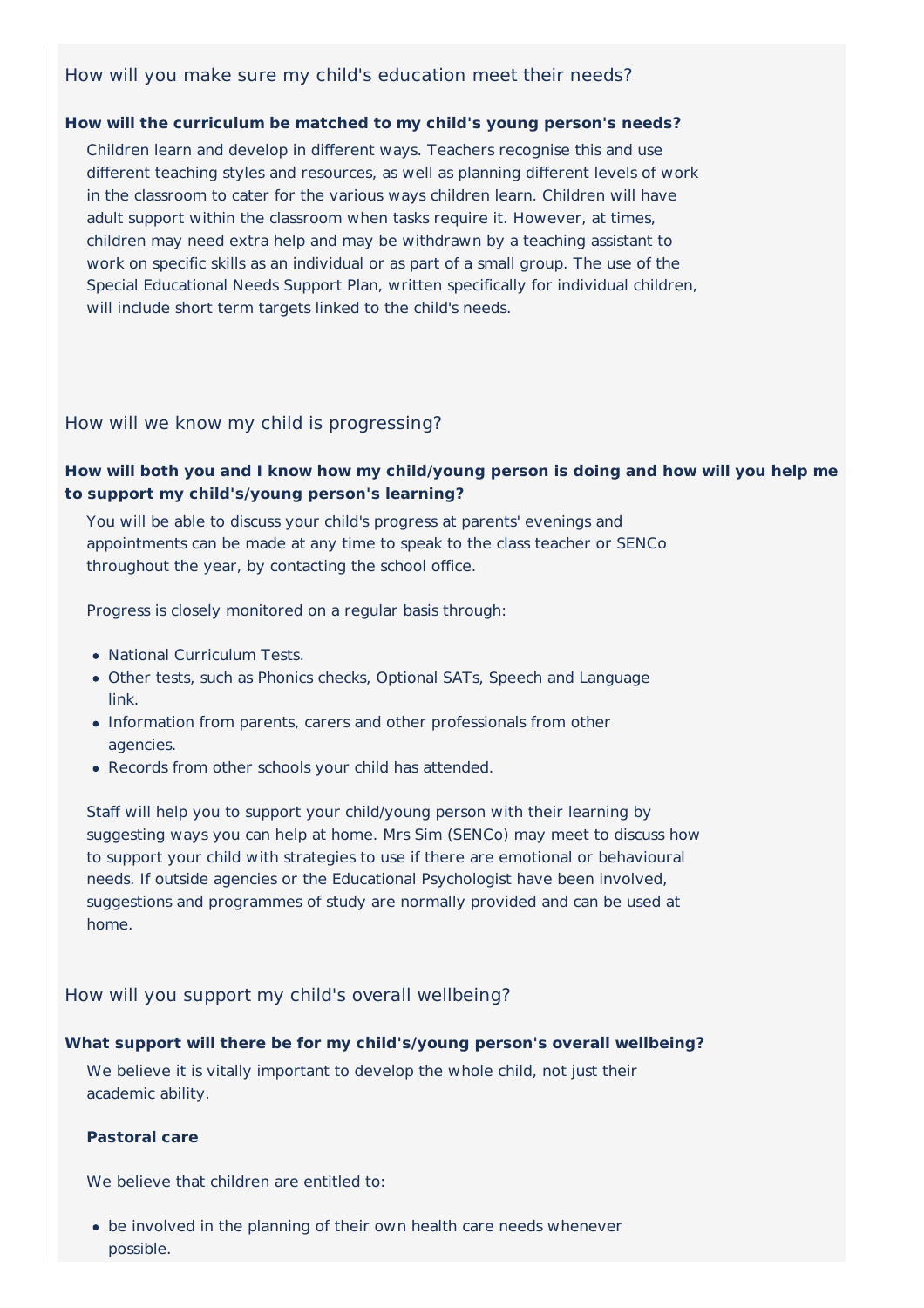## How will you make sure my child's education meet their needs?

**How will the curriculum be matched to my child's young person's needs?**

Children learn and develop in different ways. Teachers recognise this and use different teaching styles and resources, as well as planning different levels of work in the classroom to cater for the various ways children learn. Children will have adult support within the classroom when tasks require it. However, at times, children may need extra help and may be withdrawn by a teaching assistant to work on specific skills as an individual or as part of a small group. The use of the Special Educational Needs Support Plan, written specifically for individual children, will include short term targets linked to the child's needs.

## How will we know my child is progressing?

**How will both you and I know how my child/young person is doing and how will you help me to support my child's/young person's learning?**

You will be able to discuss your child's progress at parents' evenings and appointments can be made at any time to speak to the class teacher or SENCo throughout the year, by contacting the school office.

Progress is closely monitored on a regular basis through:

- National Curriculum Tests.
- Other tests, such as Phonics checks, Optional SATs, Speech and Language link.
- Information from parents, carers and other professionals from other agencies.
- Records from other schools your child has attended.

Staff will help you to support your child/young person with their learning by suggesting ways you can help at home. Mrs Sim (SENCo) may meet to discuss how to support your child with strategies to use if there are emotional or behavioural needs. If outside agencies or the Educational Psychologist have been involved, suggestions and programmes of study are normally provided and can be used at home.

## How will you support my child's overall wellbeing?

**What support will there be for my child's/young person's overall wellbeing?**

We believe it is vitally important to develop the whole child, not just their academic ability.

**Pastoral care**

We believe that children are entitled to:

- be involved in the planning of their own health care needs whenever possible.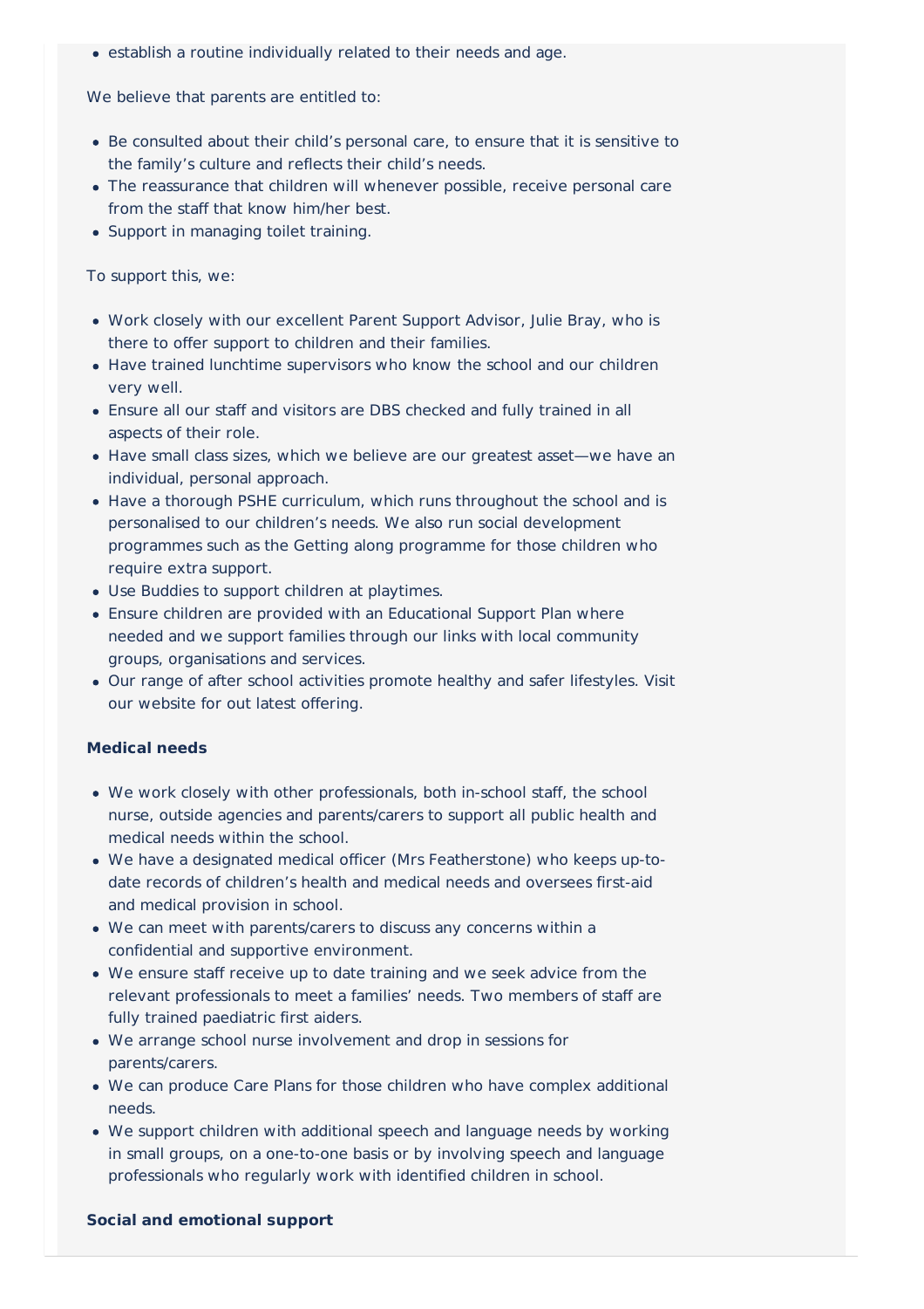- establish a routine individually related to their needs and age.

We believe that parents are entitled to:

- Be consulted about their child's personal care, to ensure that it is sensitive to the family's culture and reflects their child's needs.
- The reassurance that children will whenever possible, receive personal care from the staff that know him/her best.
- Support in managing toilet training.

To support this, we:

- Work closely with our excellent Parent Support Advisor, Julie Bray, who is there to offer support to children and their families.
- Have trained lunchtime supervisors who know the school and our children very well.
- Ensure all our staff and visitors are DBS checked and fully trained in all aspects of their role.
- Have small class sizes, which we believe are our greatest asset—we have an individual, personal approach.
- Have a thorough PSHE curriculum, which runs throughout the school and is personalised to our children's needs. We also run social development programmes such as the Getting along programme for those children who require extra support.
- Use Buddies to support children at playtimes.
- Ensure children are provided with an Educational Support Plan where needed and we support families through our links with local community groups, organisations and services.
- Our range of after school activities promote healthy and safer lifestyles. Visit our website for out latest offering.

**Medical needs**

- We work closely with other professionals, both in-school staff, the school nurse, outside agencies and parents/carers to support all public health and medical needs within the school.
- We have a designated medical officer (Mrs Featherstone) who keeps up-to-date records of children's health and medical needs and oversees first-aid and medical provision in school.
- We can meet with parents/carers to discuss any concerns within a confidential and supportive environment.
- We ensure staff receive up to date training and we seek advice from the relevant professionals to meet a families' needs. Two members of staff are fully trained paediatric first aiders.
- We arrange school nurse involvement and drop in sessions for parents/carers.
- We can produce Care Plans for those children who have complex additional needs.
- We support children with additional speech and language needs by working in small groups, on a one-to-one basis or by involving speech and language professionals who regularly work with identified children in school.

**Social and emotional support**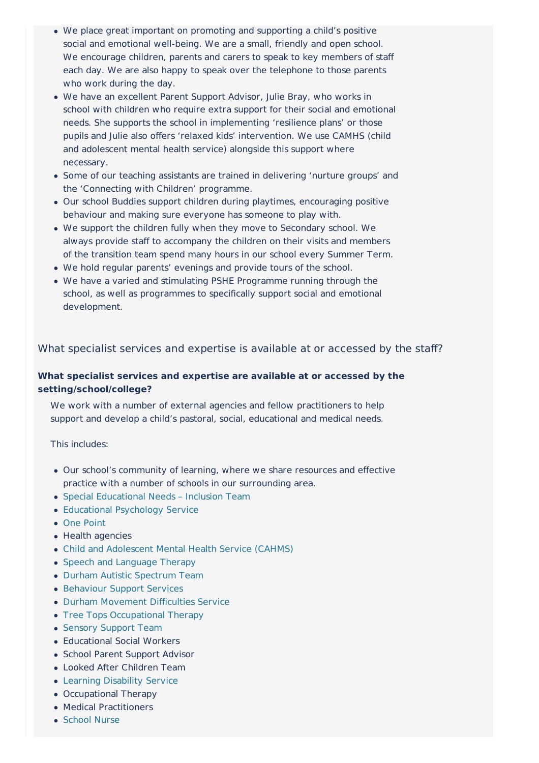- We place great important on promoting and supporting a child's positive social and emotional well-being. We are a small, friendly and open school. We encourage children, parents and carers to speak to key members of staff each day. We are also happy to speak over the telephone to those parents who work during the day.
- We have an excellent Parent Support Advisor, Julie Bray, who works in school with children who require extra support for their social and emotional needs. She supports the school in implementing 'resilience plans' or those pupils and Julie also offers 'relaxed kids' intervention. We use CAMHS (child and adolescent mental health service) alongside this support where necessary.
- Some of our teaching assistants are trained in delivering 'nurture groups' and the 'Connecting with Children' programme.
- Our school Buddies support children during playtimes, encouraging positive behaviour and making sure everyone has someone to play with.
- We support the children fully when they move to Secondary school. We always provide staff to accompany the children on their visits and members of the transition team spend many hours in our school every Summer Term.
- We hold regular parents' evenings and provide tours of the school.
- We have a varied and stimulating PSHE Programme running through the school, as well as programmes to specifically support social and emotional development.

## What specialist services and expertise is available at or accessed by the staff?

**What specialist services and expertise are available at or accessed by the setting/school/college?**

We work with a number of external agencies and fellow practitioners to help support and develop a child's pastoral, social, educational and medical needs.

This includes:

- Our school's community of learning, where we share resources and effective practice with a number of schools in our surrounding area.
- Special Educational Needs – Inclusion Team
- Educational Psychology Service
- One Point
- Health agencies
- Child and Adolescent Mental Health Service (CAHMS)
- Speech and Language Therapy
- Durham Autistic Spectrum Team
- Behaviour Support Services
- Durham Movement Difficulties Service
- Tree Tops Occupational Therapy
- Sensory Support Team
- Educational Social Workers
- School Parent Support Advisor
- Looked After Children Team
- Learning Disability Service
- Occupational Therapy
- Medical Practitioners
- School Nurse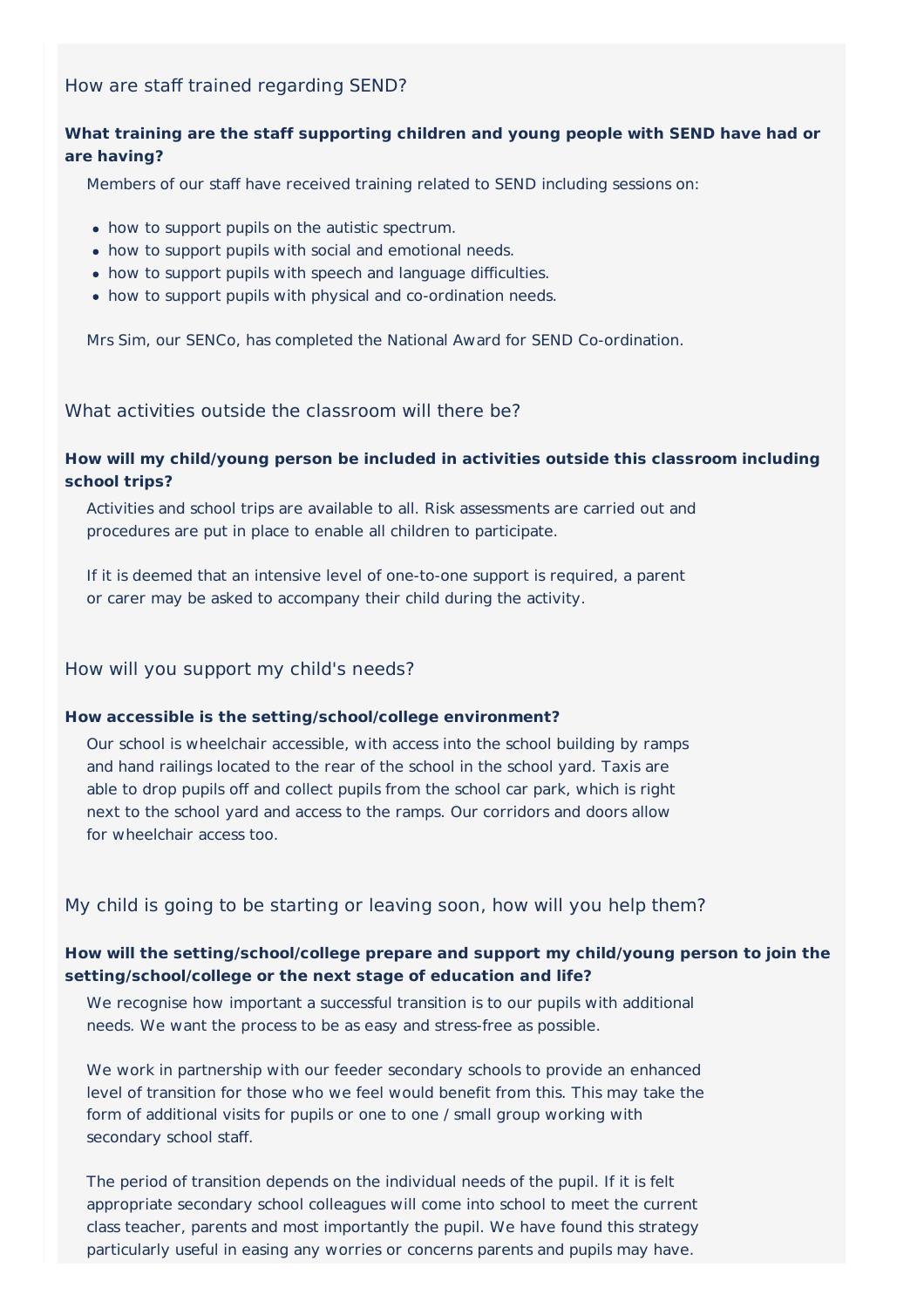## How are staff trained regarding SEND?

**What training are the staff supporting children and young people with SEND have had or are having?**

Members of our staff have received training related to SEND including sessions on:

- how to support pupils on the autistic spectrum.
- how to support pupils with social and emotional needs.
- how to support pupils with speech and language difficulties.
- how to support pupils with physical and co-ordination needs.

Mrs Sim, our SENCo, has completed the National Award for SEND Co-ordination.

## What activities outside the classroom will there be?

**How will my child/young person be included in activities outside this classroom including school trips?**

Activities and school trips are available to all. Risk assessments are carried out and procedures are put in place to enable all children to participate.

If it is deemed that an intensive level of one-to-one support is required, a parent or carer may be asked to accompany their child during the activity.

## How will you support my child's needs?

**How accessible is the setting/school/college environment?**

Our school is wheelchair accessible, with access into the school building by ramps and hand railings located to the rear of the school in the school yard. Taxis are able to drop pupils off and collect pupils from the school car park, which is right next to the school yard and access to the ramps. Our corridors and doors allow for wheelchair access too.

## My child is going to be starting or leaving soon, how will you help them?

**How will the setting/school/college prepare and support my child/young person to join the setting/school/college or the next stage of education and life?**

We recognise how important a successful transition is to our pupils with additional needs. We want the process to be as easy and stress-free as possible.

We work in partnership with our feeder secondary schools to provide an enhanced level of transition for those who we feel would benefit from this. This may take the form of additional visits for pupils or one to one / small group working with secondary school staff.

The period of transition depends on the individual needs of the pupil. If it is felt appropriate secondary school colleagues will come into school to meet the current class teacher, parents and most importantly the pupil. We have found this strategy particularly useful in easing any worries or concerns parents and pupils may have.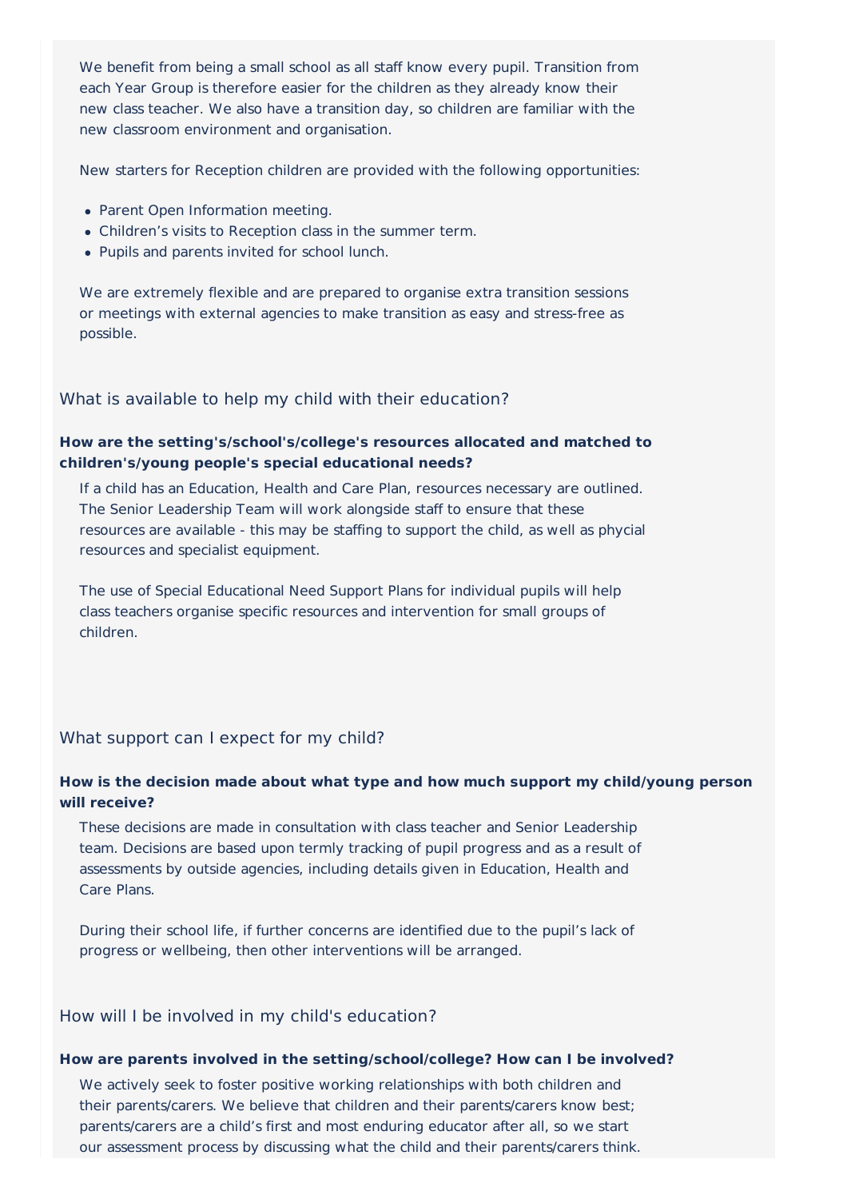We benefit from being a small school as all staff know every pupil. Transition from each Year Group is therefore easier for the children as they already know their new class teacher. We also have a transition day, so children are familiar with the new classroom environment and organisation.

New starters for Reception children are provided with the following opportunities:

- Parent Open Information meeting.
- Children's visits to Reception class in the summer term.
- Pupils and parents invited for school lunch.

We are extremely flexible and are prepared to organise extra transition sessions or meetings with external agencies to make transition as easy and stress-free as possible.

## What is available to help my child with their education?

**How are the setting's/school's/college's resources allocated and matched to children's/young people's special educational needs?**

If a child has an Education, Health and Care Plan, resources necessary are outlined. The Senior Leadership Team will work alongside staff to ensure that these resources are available - this may be staffing to support the child, as well as phycial resources and specialist equipment.

The use of Special Educational Need Support Plans for individual pupils will help class teachers organise specific resources and intervention for small groups of children.

## What support can I expect for my child?

**How is the decision made about what type and how much support my child/young person will receive?**

These decisions are made in consultation with class teacher and Senior Leadership team. Decisions are based upon termly tracking of pupil progress and as a result of assessments by outside agencies, including details given in Education, Health and Care Plans.

During their school life, if further concerns are identified due to the pupil's lack of progress or wellbeing, then other interventions will be arranged.

## How will I be involved in my child's education?

**How are parents involved in the setting/school/college? How can I be involved?**

We actively seek to foster positive working relationships with both children and their parents/carers. We believe that children and their parents/carers know best; parents/carers are a child's first and most enduring educator after all, so we start our assessment process by discussing what the child and their parents/carers think.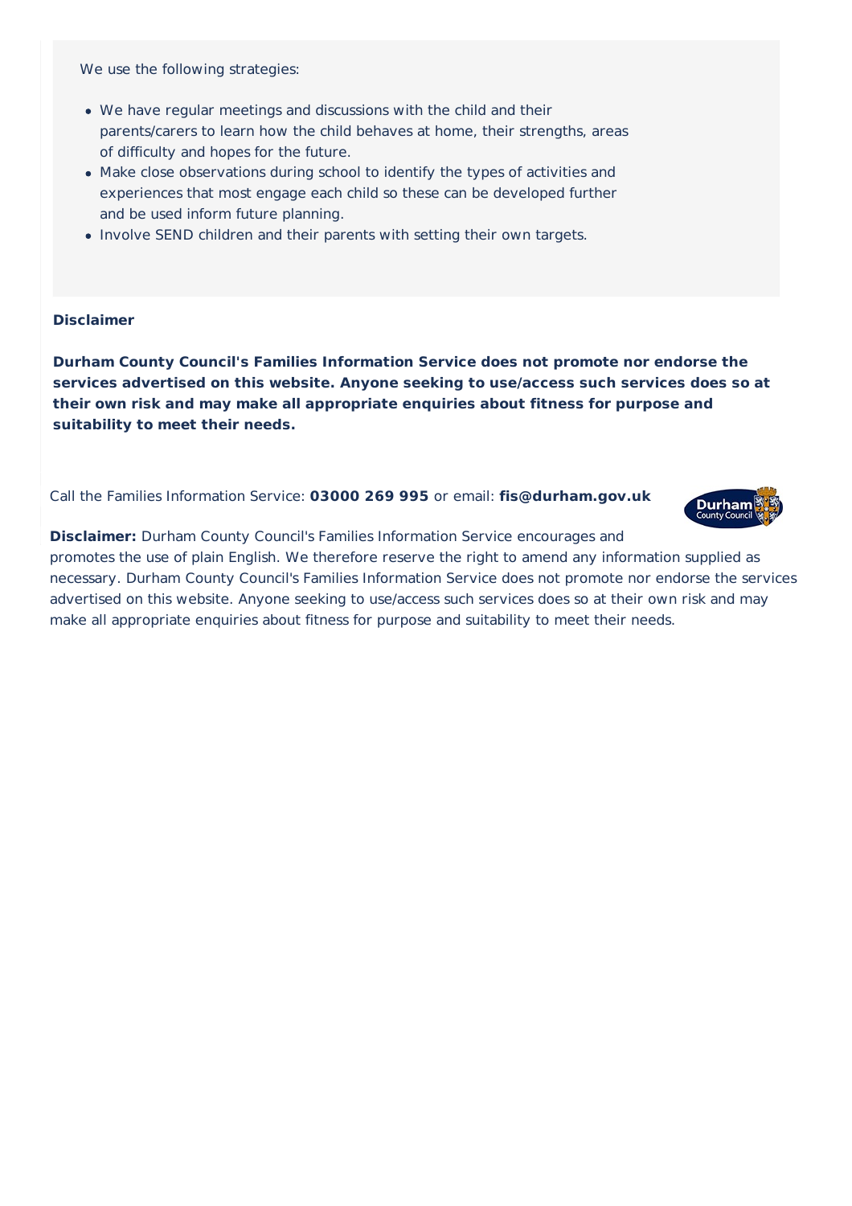We use the following strategies:

- We have regular meetings and discussions with the child and their parents/carers to learn how the child behaves at home, their strengths, areas of difficulty and hopes for the future.
- Make close observations during school to identify the types of activities and experiences that most engage each child so these can be developed further and be used inform future planning.
- Involve SEND children and their parents with setting their own targets.

**Disclaimer**

**Durham County Council's Families Information Service does not promote nor endorse the services advertised on this website. Anyone seeking to use/access such services does so at their own risk and may make all appropriate enquiries about fitness for purpose and suitability to meet their needs.**

Call the Families Information Service: **03000 269 995** or email: **fis@durham.gov.uk**

**Disclaimer:** Durham County Council's Families Information Service encourages and promotes the use of plain English. We therefore reserve the right to amend any information supplied as necessary. Durham County Council's Families Information Service does not promote nor endorse the services advertised on this website. Anyone seeking to use/access such services does so at their own risk and may make all appropriate enquiries about fitness for purpose and suitability to meet their needs.